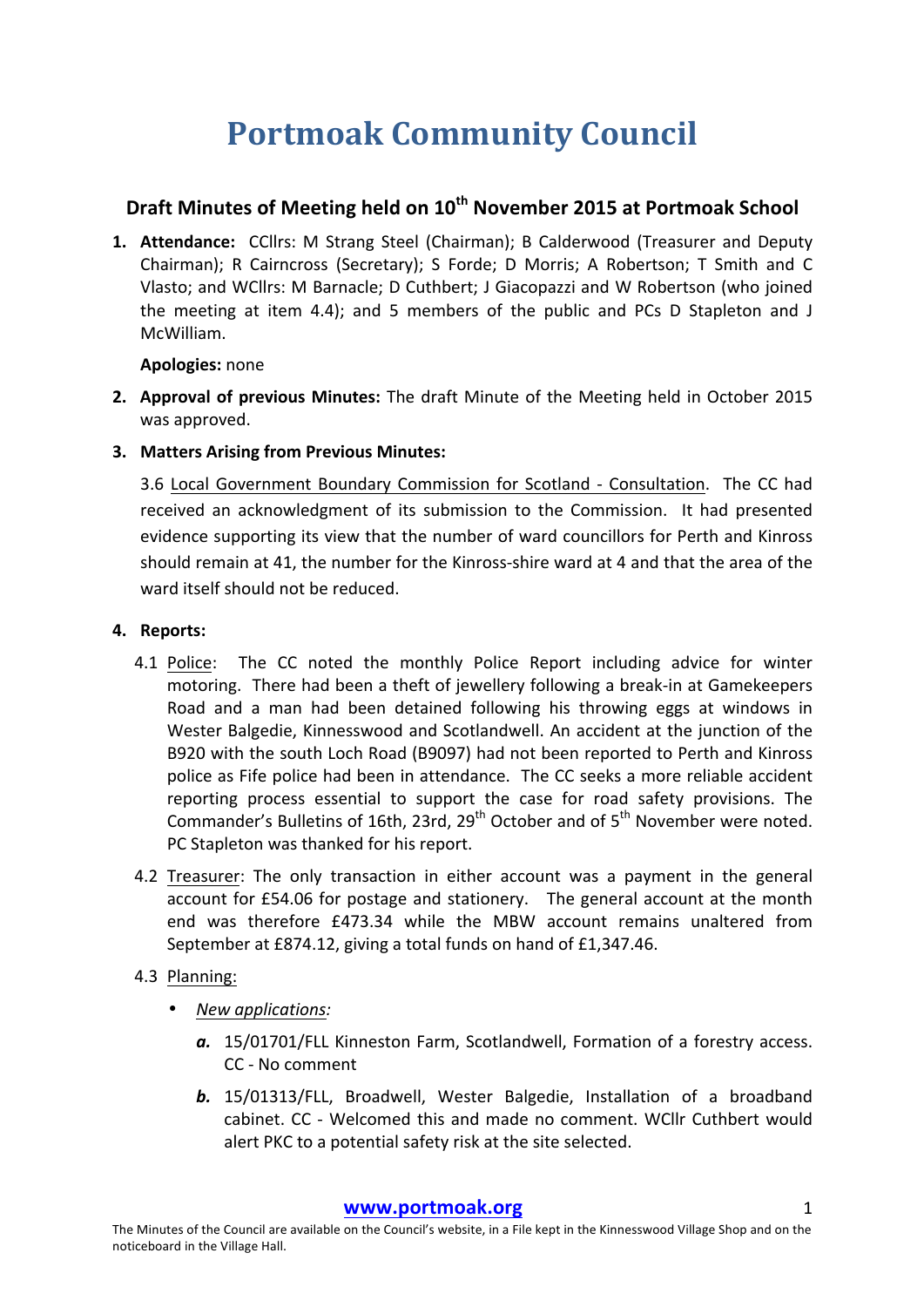# Portmoak Community Council

## Draft Minutes of Meeting held on 10th November 2015 at Portmoak School

1. **Attendance:** CCllrs: M Strang Steel (Chairman); B Calderwood (Treasurer and Deputy Chairman); R Cairncross (Secretary); S Forde; D Morris; A Robertson; T Smith and C Vlasto; and WCllrs: M Barnacle; D Cuthbert; J Giacopazzi and W Robertson (who joined the meeting at item 4.4); and 5 members of the public and PCs D Stapleton and J McWilliam.

   **Apologies:** none

2. **Approval of previous Minutes:** The draft Minute of the Meeting held in October 2015 was approved.

3. **Matters Arising from Previous Minutes:**

   3.6 Local Government Boundary Commission for Scotland - Consultation. The CC had received an acknowledgment of its submission to the Commission. It had presented evidence supporting its view that the number of ward councillors for Perth and Kinross should remain at 41, the number for the Kinross-shire ward at 4 and that the area of the ward itself should not be reduced.

4. **Reports:**

   4.1 Police: The CC noted the monthly Police Report including advice for winter motoring. There had been a theft of jewellery following a break-in at Gamekeepers Road and a man had been detained following his throwing eggs at windows in Wester Balgedie, Kinnesswood and Scotlandwell. An accident at the junction of the B920 with the south Loch Road (B9097) had not been reported to Perth and Kinross police as Fife police had been in attendance. The CC seeks a more reliable accident reporting process essential to support the case for road safety provisions. The Commander's Bulletins of 16th, 23rd, 29th October and of 5th November were noted. PC Stapleton was thanked for his report.

   4.2 Treasurer: The only transaction in either account was a payment in the general account for £54.06 for postage and stationery. The general account at the month end was therefore £473.34 while the MBW account remains unaltered from September at £874.12, giving a total funds on hand of £1,347.46.

   4.3 Planning:

   - *New applications:*
     - ***a.*** 15/01701/FLL Kinneston Farm, Scotlandwell, Formation of a forestry access. CC - No comment
     - ***b.*** 15/01313/FLL, Broadwell, Wester Balgedie, Installation of a broadband cabinet. CC - Welcomed this and made no comment. WCllr Cuthbert would alert PKC to a potential safety risk at the site selected.

**www.portmoak.org**

The Minutes of the Council are available on the Council's website, in a File kept in the Kinnesswood Village Shop and on the noticeboard in the Village Hall.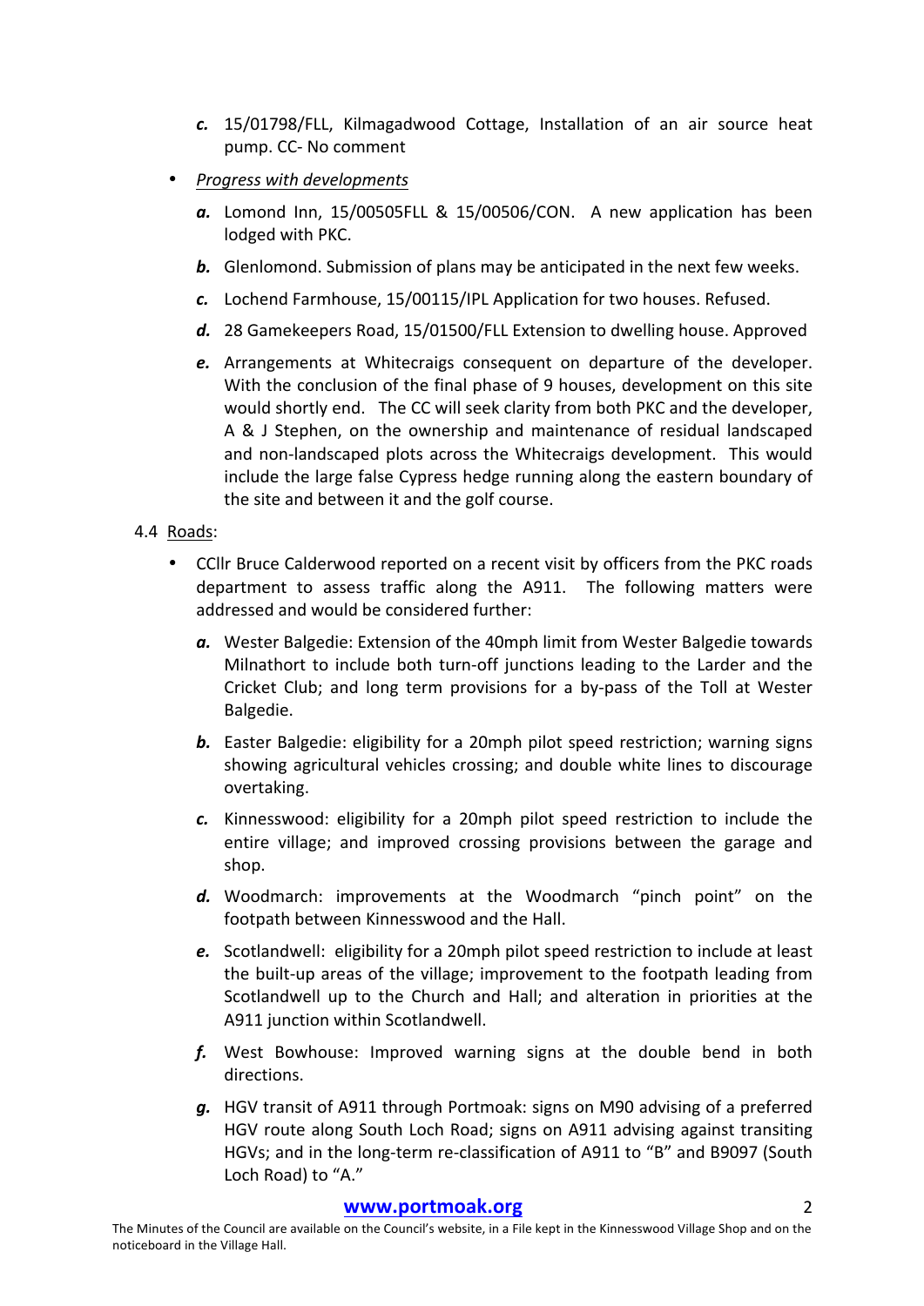*c.* 15/01798/FLL, Kilmagadwood Cottage, Installation of an air source heat pump. CC- No comment

- *Progress with developments*

  *a.* Lomond Inn, 15/00505FLL & 15/00506/CON. A new application has been lodged with PKC.

  *b.* Glenlomond. Submission of plans may be anticipated in the next few weeks.

  *c.* Lochend Farmhouse, 15/00115/IPL Application for two houses. Refused.

  *d.* 28 Gamekeepers Road, 15/01500/FLL Extension to dwelling house. Approved

  *e.* Arrangements at Whitecraigs consequent on departure of the developer. With the conclusion of the final phase of 9 houses, development on this site would shortly end. The CC will seek clarity from both PKC and the developer, A & J Stephen, on the ownership and maintenance of residual landscaped and non-landscaped plots across the Whitecraigs development. This would include the large false Cypress hedge running along the eastern boundary of the site and between it and the golf course.

4.4 Roads:

- CCllr Bruce Calderwood reported on a recent visit by officers from the PKC roads department to assess traffic along the A911. The following matters were addressed and would be considered further:

  *a.* Wester Balgedie: Extension of the 40mph limit from Wester Balgedie towards Milnathort to include both turn-off junctions leading to the Larder and the Cricket Club; and long term provisions for a by-pass of the Toll at Wester Balgedie.

  *b.* Easter Balgedie: eligibility for a 20mph pilot speed restriction; warning signs showing agricultural vehicles crossing; and double white lines to discourage overtaking.

  *c.* Kinnesswood: eligibility for a 20mph pilot speed restriction to include the entire village; and improved crossing provisions between the garage and shop.

  *d.* Woodmarch: improvements at the Woodmarch "pinch point" on the footpath between Kinnesswood and the Hall.

  *e.* Scotlandwell: eligibility for a 20mph pilot speed restriction to include at least the built-up areas of the village; improvement to the footpath leading from Scotlandwell up to the Church and Hall; and alteration in priorities at the A911 junction within Scotlandwell.

  *f.* West Bowhouse: Improved warning signs at the double bend in both directions.

  *g.* HGV transit of A911 through Portmoak: signs on M90 advising of a preferred HGV route along South Loch Road; signs on A911 advising against transiting HGVs; and in the long-term re-classification of A911 to "B" and B9097 (South Loch Road) to "A."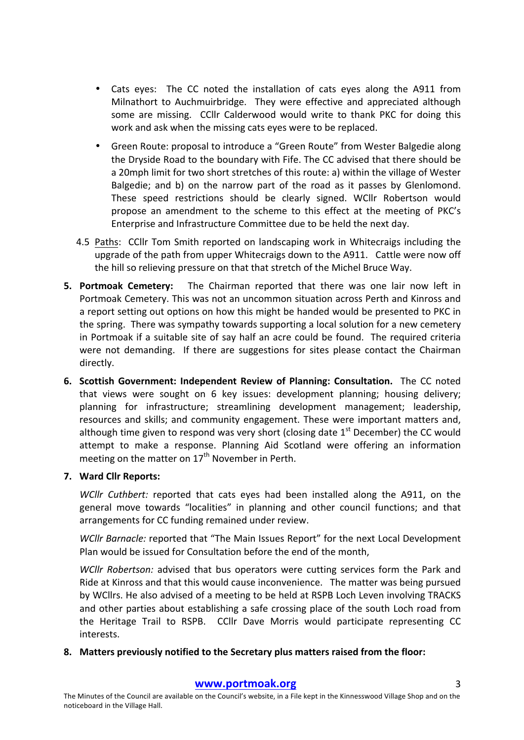- Cats eyes: The CC noted the installation of cats eyes along the A911 from Milnathort to Auchmuirbridge. They were effective and appreciated although some are missing. CCllr Calderwood would write to thank PKC for doing this work and ask when the missing cats eyes were to be replaced.
- Green Route: proposal to introduce a "Green Route" from Wester Balgedie along the Dryside Road to the boundary with Fife. The CC advised that there should be a 20mph limit for two short stretches of this route: a) within the village of Wester Balgedie; and b) on the narrow part of the road as it passes by Glenlomond. These speed restrictions should be clearly signed. WCllr Robertson would propose an amendment to the scheme to this effect at the meeting of PKC's Enterprise and Infrastructure Committee due to be held the next day.

4.5 <u>Paths</u>: CCllr Tom Smith reported on landscaping work in Whitecraigs including the upgrade of the path from upper Whitecraigs down to the A911. Cattle were now off the hill so relieving pressure on that that stretch of the Michel Bruce Way.

5. **Portmoak Cemetery:** The Chairman reported that there was one lair now left in Portmoak Cemetery. This was not an uncommon situation across Perth and Kinross and a report setting out options on how this might be handed would be presented to PKC in the spring. There was sympathy towards supporting a local solution for a new cemetery in Portmoak if a suitable site of say half an acre could be found. The required criteria were not demanding. If there are suggestions for sites please contact the Chairman directly.

6. **Scottish Government: Independent Review of Planning: Consultation.** The CC noted that views were sought on 6 key issues: development planning; housing delivery; planning for infrastructure; streamlining development management; leadership, resources and skills; and community engagement. These were important matters and, although time given to respond was very short (closing date 1st December) the CC would attempt to make a response. Planning Aid Scotland were offering an information meeting on the matter on 17th November in Perth.

7. **Ward Cllr Reports:**

   *WCllr Cuthbert:* reported that cats eyes had been installed along the A911, on the general move towards "localities" in planning and other council functions; and that arrangements for CC funding remained under review.

   *WCllr Barnacle:* reported that "The Main Issues Report" for the next Local Development Plan would be issued for Consultation before the end of the month,

   *WCllr Robertson:* advised that bus operators were cutting services form the Park and Ride at Kinross and that this would cause inconvenience. The matter was being pursued by WCllrs. He also advised of a meeting to be held at RSPB Loch Leven involving TRACKS and other parties about establishing a safe crossing place of the south Loch road from the Heritage Trail to RSPB. CCllr Dave Morris would participate representing CC interests.

8. **Matters previously notified to the Secretary plus matters raised from the floor:**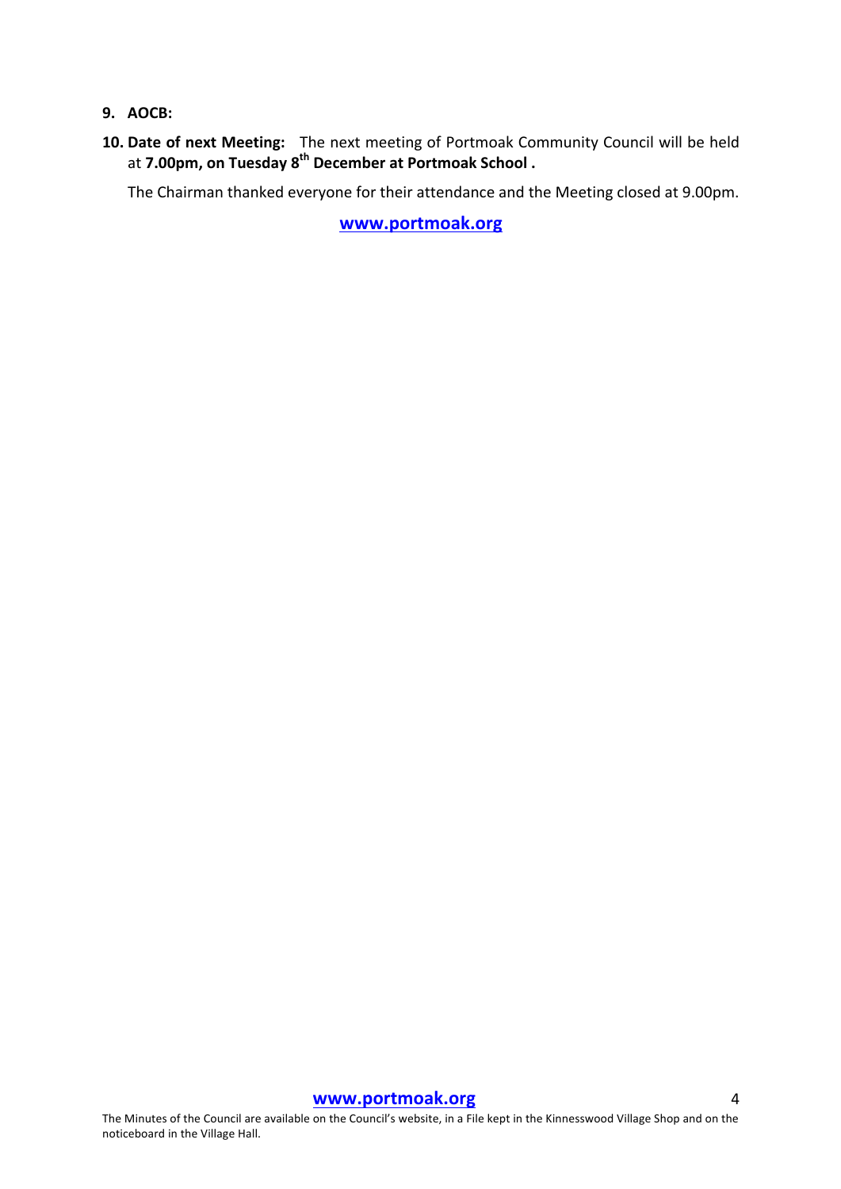9. **AOCB:**

10. **Date of next Meeting:** The next meeting of Portmoak Community Council will be held at **7.00pm, on Tuesday 8th December at Portmoak School .**

    The Chairman thanked everyone for their attendance and the Meeting closed at 9.00pm.

**www.portmoak.org**

The Minutes of the Council are available on the Council's website, in a File kept in the Kinnesswood Village Shop and on the noticeboard in the Village Hall.